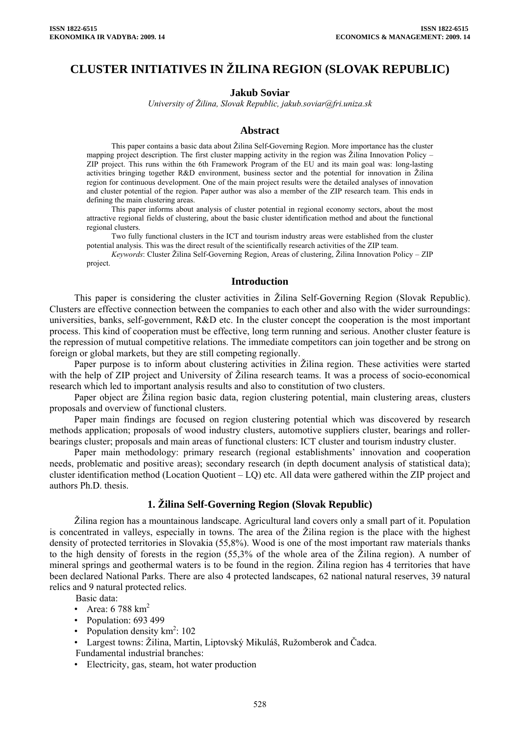# CLUSTER INITIATIVES IN ŽILINA REGION (SLOVAK REPUBLIC)

**Jakub Soviar**

*University of Žilina, Slovak Republic, jakub.soviar@fri.uniza.sk*

## Abstract

This paper contains a basic data about Žilina Self-Governing Region. More importance has the cluster mapping project description. The first cluster mapping activity in the region was Žilina Innovation Policy – ZIP project. This runs within the 6th Framework Program of the EU and its main goal was: long-lasting activities bringing together R&D environment, business sector and the potential for innovation in Žilina region for continuous development. One of the main project results were the detailed analyses of innovation and cluster potential of the region. Paper author was also a member of the ZIP research team. This ends in defining the main clustering areas.

This paper informs about analysis of cluster potential in regional economy sectors, about the most attractive regional fields of clustering, about the basic cluster identification method and about the functional regional clusters.

Two fully functional clusters in the ICT and tourism industry areas were established from the cluster potential analysis. This was the direct result of the scientifically research activities of the ZIP team.

*Keywords*: Cluster Žilina Self-Governing Region, Areas of clustering, Žilina Innovation Policy – ZIP project.

## Introduction

This paper is considering the cluster activities in Žilina Self-Governing Region (Slovak Republic). Clusters are effective connection between the companies to each other and also with the wider surroundings: universities, banks, self-government, R&D etc. In the cluster concept the cooperation is the most important process. This kind of cooperation must be effective, long term running and serious. Another cluster feature is the repression of mutual competitive relations. The immediate competitors can join together and be strong on foreign or global markets, but they are still competing regionally.

Paper purpose is to inform about clustering activities in Žilina region. These activities were started with the help of ZIP project and University of Žilina research teams. It was a process of socio-economical research which led to important analysis results and also to constitution of two clusters.

Paper object are Žilina region basic data, region clustering potential, main clustering areas, clusters proposals and overview of functional clusters.

Paper main findings are focused on region clustering potential which was discovered by research methods application; proposals of wood industry clusters, automotive suppliers cluster, bearings and roller-bearings cluster; proposals and main areas of functional clusters: ICT cluster and tourism industry cluster.

Paper main methodology: primary research (regional establishments' innovation and cooperation needs, problematic and positive areas); secondary research (in depth document analysis of statistical data); cluster identification method (Location Quotient – LQ) etc. All data were gathered within the ZIP project and authors Ph.D. thesis.

## 1. Žilina Self-Governing Region (Slovak Republic)

Žilina region has a mountainous landscape. Agricultural land covers only a small part of it. Population is concentrated in valleys, especially in towns. The area of the Žilina region is the place with the highest density of protected territories in Slovakia (55,8%). Wood is one of the most important raw materials thanks to the high density of forests in the region (55,3% of the whole area of the Žilina region). A number of mineral springs and geothermal waters is to be found in the region. Žilina region has 4 territories that have been declared National Parks. There are also 4 protected landscapes, 62 national natural reserves, 39 natural relics and 9 natural protected relics.

Basic data:

- Area: 6 788 km$^2$
- Population: 693 499
- Population density km$^2$: 102
- Largest towns: Žilina, Martin, Liptovský Mikuláš, Ružomberok and Čadca.

Fundamental industrial branches:

- Electricity, gas, steam, hot water production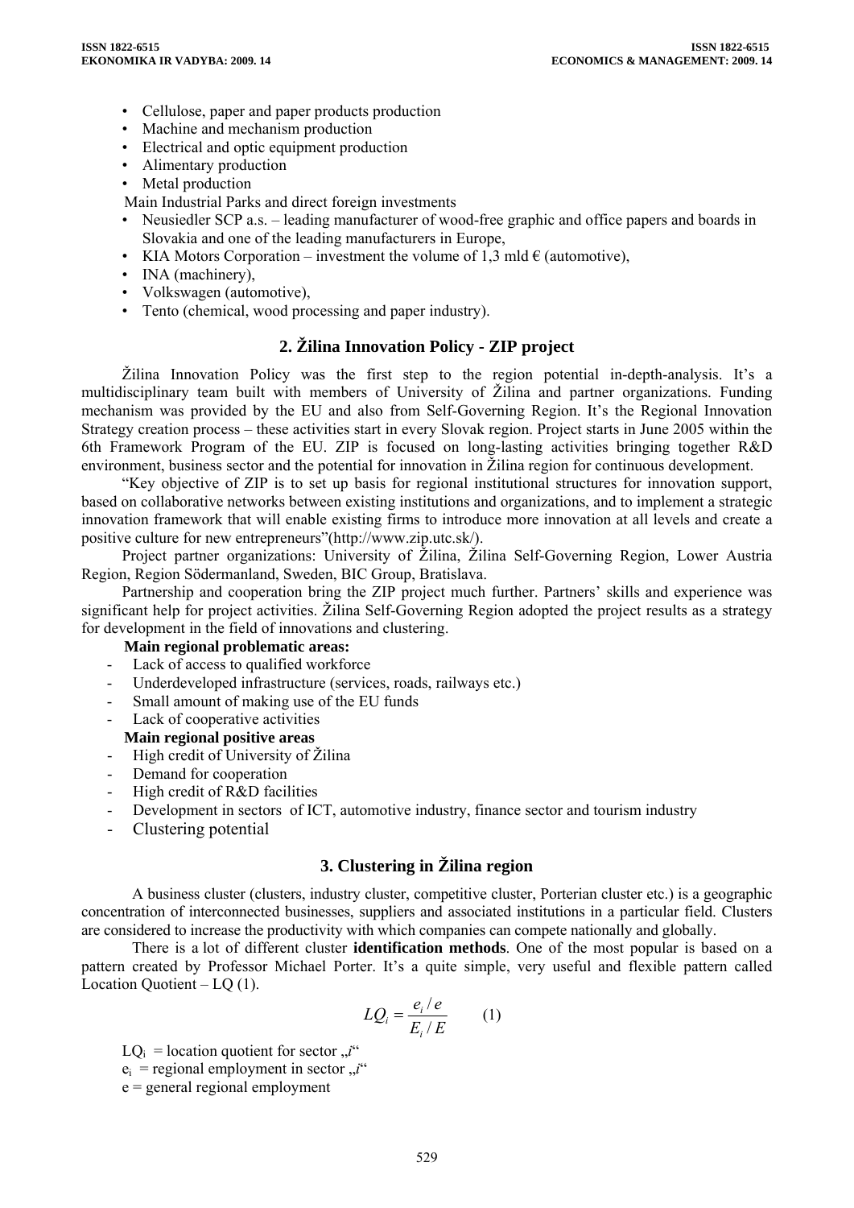- Cellulose, paper and paper products production
- Machine and mechanism production
- Electrical and optic equipment production
- Alimentary production
- Metal production

Main Industrial Parks and direct foreign investments

- Neusiedler SCP a.s. – leading manufacturer of wood-free graphic and office papers and boards in Slovakia and one of the leading manufacturers in Europe,
- KIA Motors Corporation – investment the volume of 1,3 mld € (automotive),
- INA (machinery),
- Volkswagen (automotive),
- Tento (chemical, wood processing and paper industry).

## 2. Žilina Innovation Policy - ZIP project

Žilina Innovation Policy was the first step to the region potential in-depth-analysis. It's a multidisciplinary team built with members of University of Žilina and partner organizations. Funding mechanism was provided by the EU and also from Self-Governing Region. It's the Regional Innovation Strategy creation process – these activities start in every Slovak region. Project starts in June 2005 within the 6th Framework Program of the EU. ZIP is focused on long-lasting activities bringing together R&D environment, business sector and the potential for innovation in Žilina region for continuous development.

"Key objective of ZIP is to set up basis for regional institutional structures for innovation support, based on collaborative networks between existing institutions and organizations, and to implement a strategic innovation framework that will enable existing firms to introduce more innovation at all levels and create a positive culture for new entrepreneurs"(http://www.zip.utc.sk/).

Project partner organizations: University of Žilina, Žilina Self-Governing Region, Lower Austria Region, Region Södermanland, Sweden, BIC Group, Bratislava.

Partnership and cooperation bring the ZIP project much further. Partners' skills and experience was significant help for project activities. Žilina Self-Governing Region adopted the project results as a strategy for development in the field of innovations and clustering.

**Main regional problematic areas:**

- Lack of access to qualified workforce
- Underdeveloped infrastructure (services, roads, railways etc.)
- Small amount of making use of the EU funds
- Lack of cooperative activities

**Main regional positive areas**

- High credit of University of Žilina
- Demand for cooperation
- High credit of R&D facilities
- Development in sectors of ICT, automotive industry, finance sector and tourism industry
- Clustering potential

## 3. Clustering in Žilina region

A business cluster (clusters, industry cluster, competitive cluster, Porterian cluster etc.) is a geographic concentration of interconnected businesses, suppliers and associated institutions in a particular field. Clusters are considered to increase the productivity with which companies can compete nationally and globally.

There is a lot of different cluster **identification methods**. One of the most popular is based on a pattern created by Professor Michael Porter. It's a quite simple, very useful and flexible pattern called Location Quotient – LQ (1).

$$LQ_i = \frac{e_i / e}{E_i / E} \qquad (1)$$

$LQ_i$ = location quotient for sector „*i*"

$e_i$ = regional employment in sector „*i*"

e = general regional employment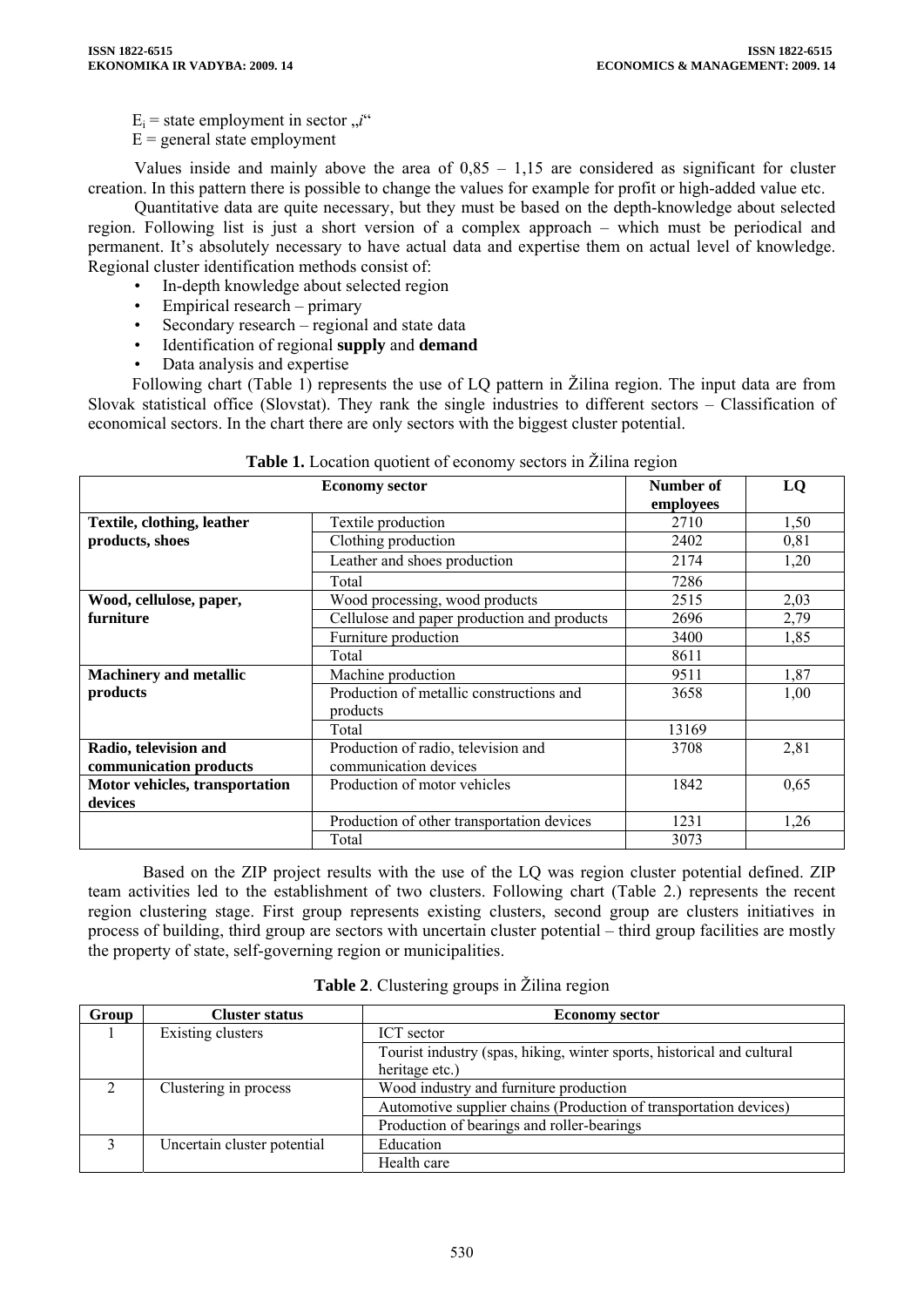$E_i$ = state employment in sector „$i$“

$E$ = general state employment

Values inside and mainly above the area of 0,85 – 1,15 are considered as significant for cluster creation. In this pattern there is possible to change the values for example for profit or high-added value etc.

Quantitative data are quite necessary, but they must be based on the depth-knowledge about selected region. Following list is just a short version of a complex approach – which must be periodical and permanent. It's absolutely necessary to have actual data and expertise them on actual level of knowledge. Regional cluster identification methods consist of:

- In-depth knowledge about selected region
- Empirical research – primary
- Secondary research – regional and state data
- Identification of regional **supply** and **demand**
- Data analysis and expertise

Following chart (Table 1) represents the use of LQ pattern in Žilina region. The input data are from Slovak statistical office (Slovstat). They rank the single industries to different sectors – Classification of economical sectors. In the chart there are only sectors with the biggest cluster potential.

**Table 1.** Location quotient of economy sectors in Žilina region

| Economy sector | | Number of employees | LQ |
|---|---|---|---|
| **Textile, clothing, leather products, shoes** | Textile production | 2710 | 1,50 |
| | Clothing production | 2402 | 0,81 |
| | Leather and shoes production | 2174 | 1,20 |
| | Total | 7286 | |
| **Wood, cellulose, paper, furniture** | Wood processing, wood products | 2515 | 2,03 |
| | Cellulose and paper production and products | 2696 | 2,79 |
| | Furniture production | 3400 | 1,85 |
| | Total | 8611 | |
| **Machinery and metallic products** | Machine production | 9511 | 1,87 |
| | Production of metallic constructions and products | 3658 | 1,00 |
| | Total | 13169 | |
| **Radio, television and communication products** | Production of radio, television and communication devices | 3708 | 2,81 |
| **Motor vehicles, transportation devices** | Production of motor vehicles | 1842 | 0,65 |
| | Production of other transportation devices | 1231 | 1,26 |
| | Total | 3073 | |

Based on the ZIP project results with the use of the LQ was region cluster potential defined. ZIP team activities led to the establishment of two clusters. Following chart (Table 2.) represents the recent region clustering stage. First group represents existing clusters, second group are clusters initiatives in process of building, third group are sectors with uncertain cluster potential – third group facilities are mostly the property of state, self-governing region or municipalities.

**Table 2**. Clustering groups in Žilina region

| Group | Cluster status | Economy sector |
|---|---|---|
| 1 | Existing clusters | ICT sector |
| | | Tourist industry (spas, hiking, winter sports, historical and cultural heritage etc.) |
| 2 | Clustering in process | Wood industry and furniture production |
| | | Automotive supplier chains (Production of transportation devices) |
| | | Production of bearings and roller-bearings |
| 3 | Uncertain cluster potential | Education |
| | | Health care |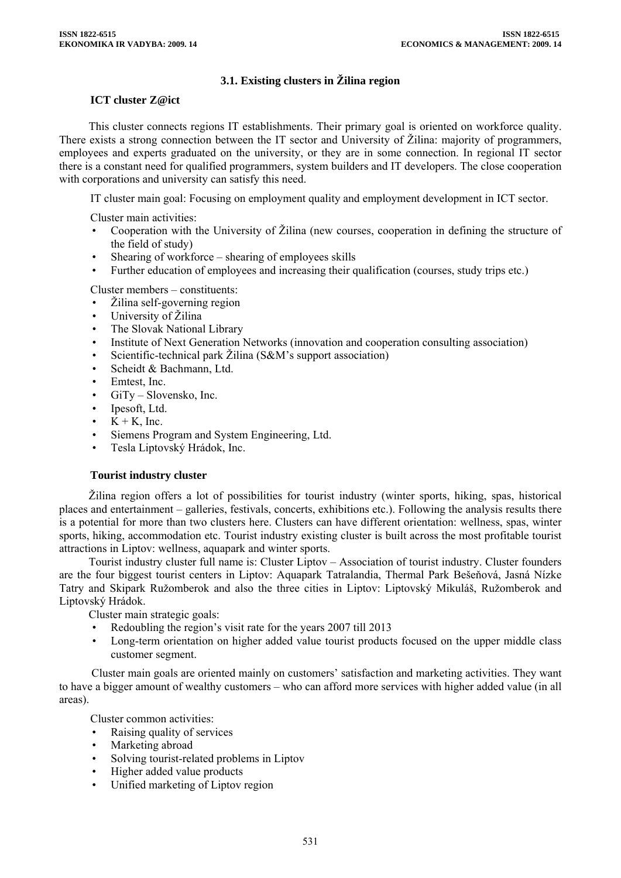### 3.1. Existing clusters in Žilina region

**ICT cluster Z@ict**

This cluster connects regions IT establishments. Their primary goal is oriented on workforce quality. There exists a strong connection between the IT sector and University of Žilina: majority of programmers, employees and experts graduated on the university, or they are in some connection. In regional IT sector there is a constant need for qualified programmers, system builders and IT developers. The close cooperation with corporations and university can satisfy this need.

IT cluster main goal: Focusing on employment quality and employment development in ICT sector.

Cluster main activities:

- Cooperation with the University of Žilina (new courses, cooperation in defining the structure of the field of study)
- Shearing of workforce – shearing of employees skills
- Further education of employees and increasing their qualification (courses, study trips etc.)

Cluster members – constituents:

- Žilina self-governing region
- University of Žilina
- The Slovak National Library
- Institute of Next Generation Networks (innovation and cooperation consulting association)
- Scientific-technical park Žilina (S&M's support association)
- Scheidt & Bachmann, Ltd.
- Emtest, Inc.
- GiTy – Slovensko, Inc.
- Ipesoft, Ltd.
- K + K, Inc.
- Siemens Program and System Engineering, Ltd.
- Tesla Liptovský Hrádok, Inc.

**Tourist industry cluster**

Žilina region offers a lot of possibilities for tourist industry (winter sports, hiking, spas, historical places and entertainment – galleries, festivals, concerts, exhibitions etc.). Following the analysis results there is a potential for more than two clusters here. Clusters can have different orientation: wellness, spas, winter sports, hiking, accommodation etc. Tourist industry existing cluster is built across the most profitable tourist attractions in Liptov: wellness, aquapark and winter sports.

Tourist industry cluster full name is: Cluster Liptov – Association of tourist industry. Cluster founders are the four biggest tourist centers in Liptov: Aquapark Tatralandia, Thermal Park Bešeňová, Jasná Nízke Tatry and Skipark Ružomberok and also the three cities in Liptov: Liptovský Mikuláš, Ružomberok and Liptovský Hrádok.

Cluster main strategic goals:

- Redoubling the region's visit rate for the years 2007 till 2013
- Long-term orientation on higher added value tourist products focused on the upper middle class customer segment.

Cluster main goals are oriented mainly on customers' satisfaction and marketing activities. They want to have a bigger amount of wealthy customers – who can afford more services with higher added value (in all areas).

Cluster common activities:

- Raising quality of services
- Marketing abroad
- Solving tourist-related problems in Liptov
- Higher added value products
- Unified marketing of Liptov region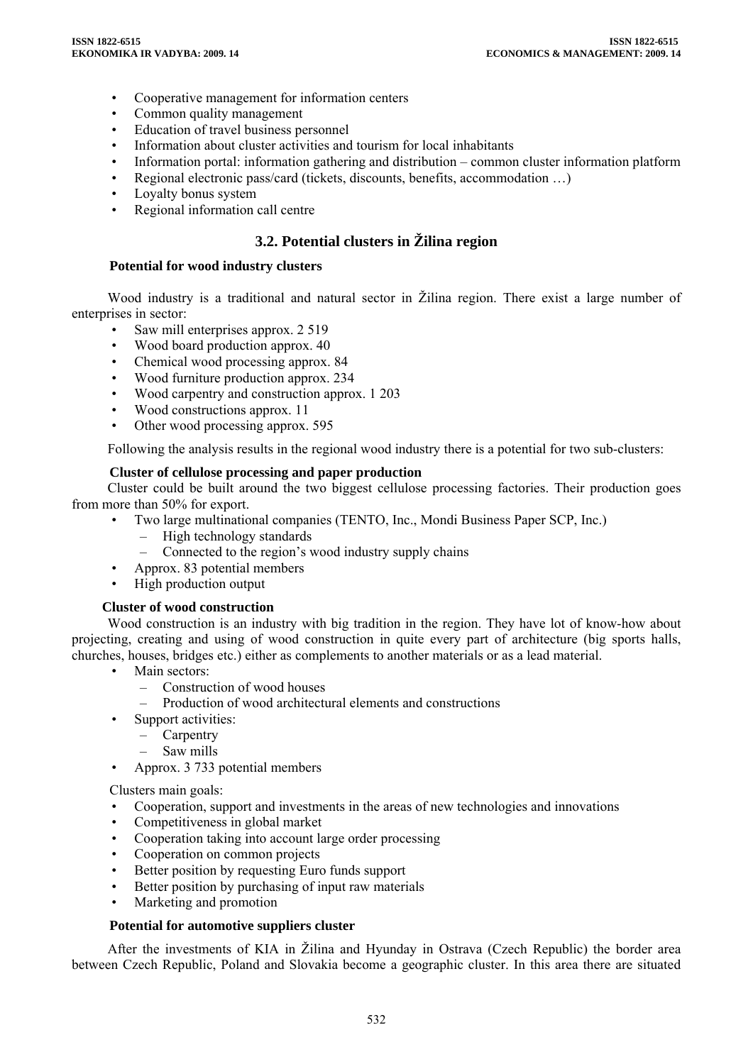- Cooperative management for information centers
- Common quality management
- Education of travel business personnel
- Information about cluster activities and tourism for local inhabitants
- Information portal: information gathering and distribution – common cluster information platform
- Regional electronic pass/card (tickets, discounts, benefits, accommodation …)
- Loyalty bonus system
- Regional information call centre

## 3.2. Potential clusters in Žilina region

**Potential for wood industry clusters**

Wood industry is a traditional and natural sector in Žilina region. There exist a large number of enterprises in sector:

- Saw mill enterprises approx. 2 519
- Wood board production approx. 40
- Chemical wood processing approx. 84
- Wood furniture production approx. 234
- Wood carpentry and construction approx. 1 203
- Wood constructions approx. 11
- Other wood processing approx. 595

Following the analysis results in the regional wood industry there is a potential for two sub-clusters:

**Cluster of cellulose processing and paper production**

Cluster could be built around the two biggest cellulose processing factories. Their production goes from more than 50% for export.

- Two large multinational companies (TENTO, Inc., Mondi Business Paper SCP, Inc.)
  - High technology standards
  - Connected to the region's wood industry supply chains
- Approx. 83 potential members
- High production output

**Cluster of wood construction**

Wood construction is an industry with big tradition in the region. They have lot of know-how about projecting, creating and using of wood construction in quite every part of architecture (big sports halls, churches, houses, bridges etc.) either as complements to another materials or as a lead material.

- Main sectors:
  - Construction of wood houses
  - Production of wood architectural elements and constructions
- Support activities:
  - Carpentry
  - Saw mills
- Approx. 3 733 potential members

Clusters main goals:

- Cooperation, support and investments in the areas of new technologies and innovations
- Competitiveness in global market
- Cooperation taking into account large order processing
- Cooperation on common projects
- Better position by requesting Euro funds support
- Better position by purchasing of input raw materials
- Marketing and promotion

**Potential for automotive suppliers cluster**

After the investments of KIA in Žilina and Hyunday in Ostrava (Czech Republic) the border area between Czech Republic, Poland and Slovakia become a geographic cluster. In this area there are situated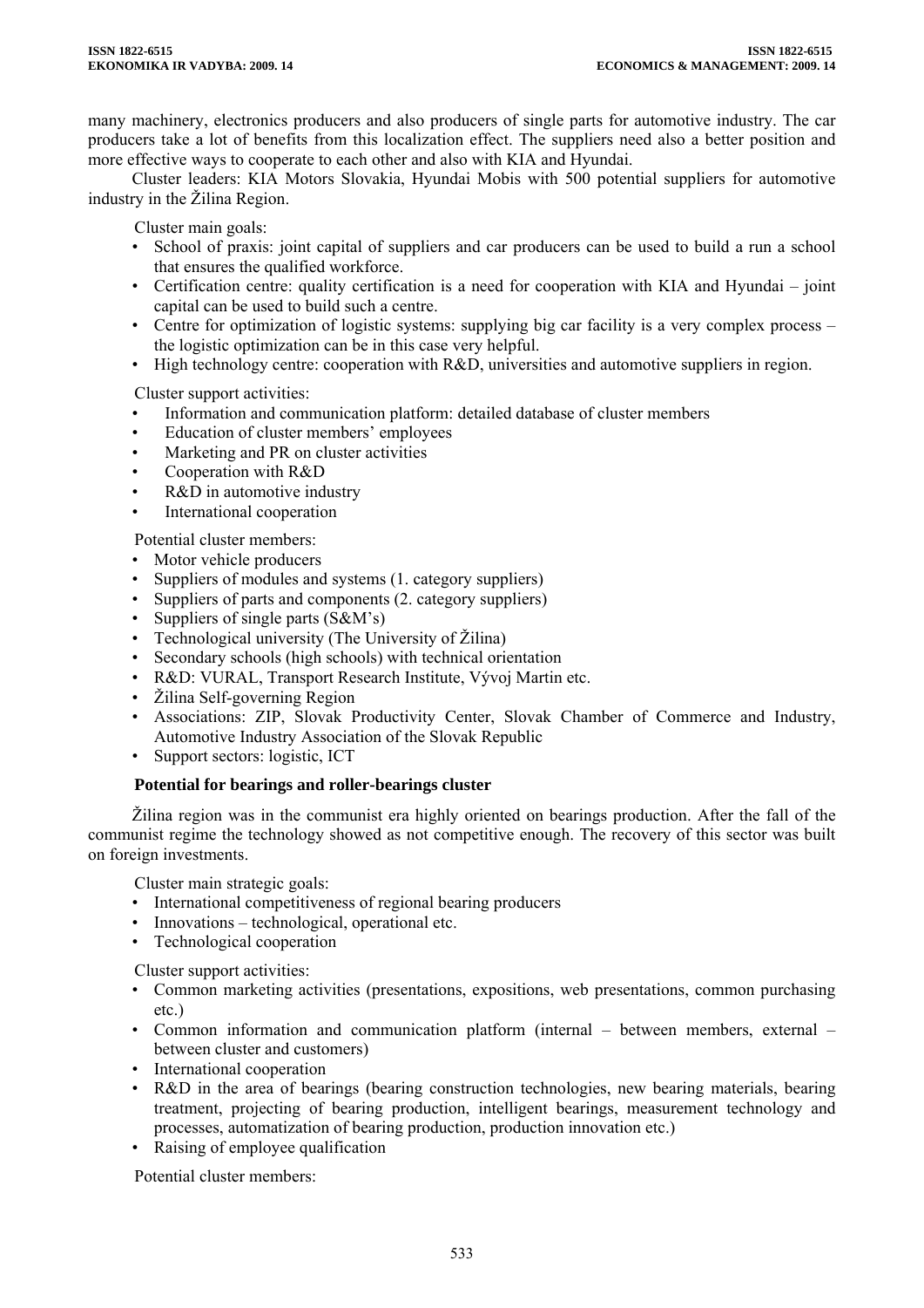many machinery, electronics producers and also producers of single parts for automotive industry. The car producers take a lot of benefits from this localization effect. The suppliers need also a better position and more effective ways to cooperate to each other and also with KIA and Hyundai.

Cluster leaders: KIA Motors Slovakia, Hyundai Mobis with 500 potential suppliers for automotive industry in the Žilina Region.

Cluster main goals:

- School of praxis: joint capital of suppliers and car producers can be used to build a run a school that ensures the qualified workforce.
- Certification centre: quality certification is a need for cooperation with KIA and Hyundai – joint capital can be used to build such a centre.
- Centre for optimization of logistic systems: supplying big car facility is a very complex process – the logistic optimization can be in this case very helpful.
- High technology centre: cooperation with R&D, universities and automotive suppliers in region.

Cluster support activities:

- Information and communication platform: detailed database of cluster members
- Education of cluster members' employees
- Marketing and PR on cluster activities
- Cooperation with R&D
- R&D in automotive industry
- International cooperation

Potential cluster members:

- Motor vehicle producers
- Suppliers of modules and systems (1. category suppliers)
- Suppliers of parts and components (2. category suppliers)
- Suppliers of single parts (S&M's)
- Technological university (The University of Žilina)
- Secondary schools (high schools) with technical orientation
- R&D: VURAL, Transport Research Institute, Vývoj Martin etc.
- Žilina Self-governing Region
- Associations: ZIP, Slovak Productivity Center, Slovak Chamber of Commerce and Industry, Automotive Industry Association of the Slovak Republic
- Support sectors: logistic, ICT

**Potential for bearings and roller-bearings cluster**

Žilina region was in the communist era highly oriented on bearings production. After the fall of the communist regime the technology showed as not competitive enough. The recovery of this sector was built on foreign investments.

Cluster main strategic goals:

- International competitiveness of regional bearing producers
- Innovations – technological, operational etc.
- Technological cooperation

Cluster support activities:

- Common marketing activities (presentations, expositions, web presentations, common purchasing etc.)
- Common information and communication platform (internal – between members, external – between cluster and customers)
- International cooperation
- R&D in the area of bearings (bearing construction technologies, new bearing materials, bearing treatment, projecting of bearing production, intelligent bearings, measurement technology and processes, automatization of bearing production, production innovation etc.)
- Raising of employee qualification

Potential cluster members: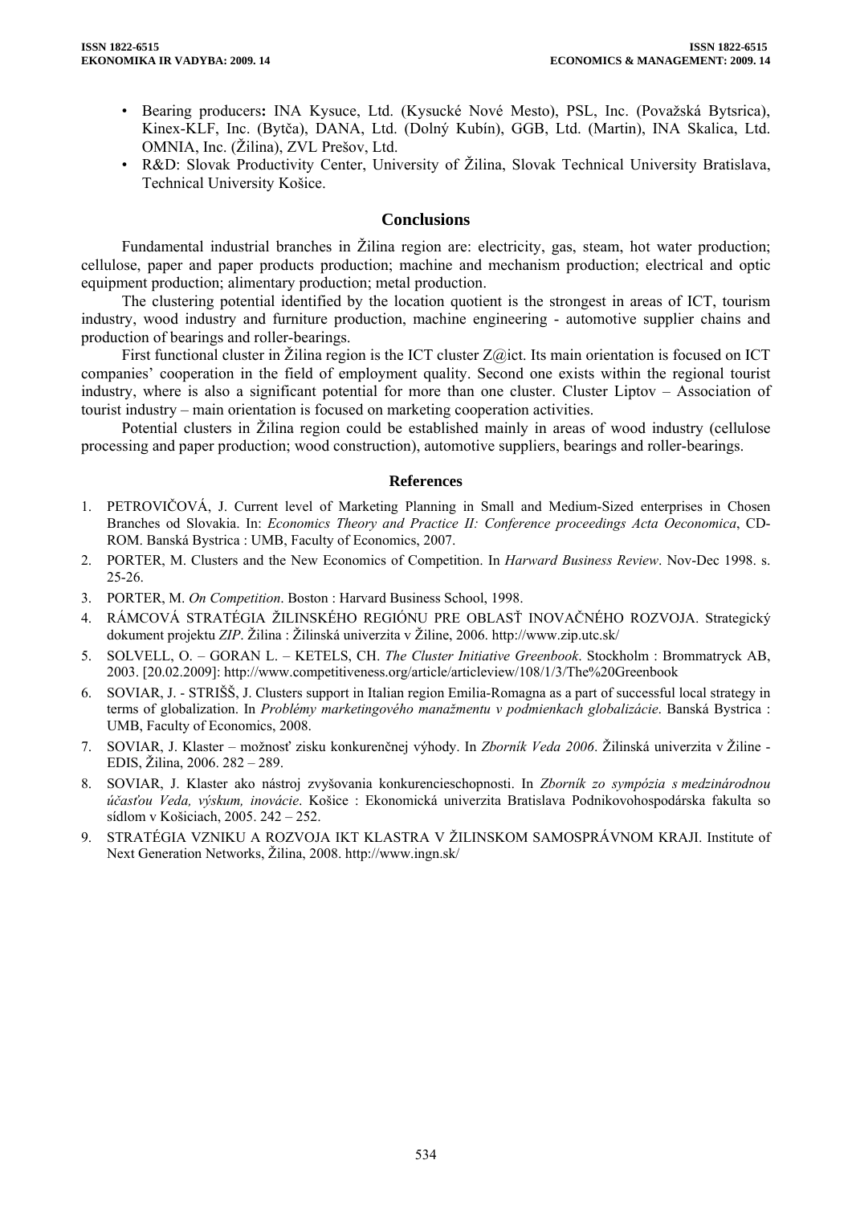- Bearing producers**:** INA Kysuce, Ltd. (Kysucké Nové Mesto), PSL, Inc. (Považská Bytsrica), Kinex-KLF, Inc. (Bytča), DANA, Ltd. (Dolný Kubín), GGB, Ltd. (Martin), INA Skalica, Ltd. OMNIA, Inc. (Žilina), ZVL Prešov, Ltd.
- R&D: Slovak Productivity Center, University of Žilina, Slovak Technical University Bratislava, Technical University Košice.

## Conclusions

Fundamental industrial branches in Žilina region are: electricity, gas, steam, hot water production; cellulose, paper and paper products production; machine and mechanism production; electrical and optic equipment production; alimentary production; metal production.

The clustering potential identified by the location quotient is the strongest in areas of ICT, tourism industry, wood industry and furniture production, machine engineering - automotive supplier chains and production of bearings and roller-bearings.

First functional cluster in Žilina region is the ICT cluster Z@ict. Its main orientation is focused on ICT companies' cooperation in the field of employment quality. Second one exists within the regional tourist industry, where is also a significant potential for more than one cluster. Cluster Liptov – Association of tourist industry – main orientation is focused on marketing cooperation activities.

Potential clusters in Žilina region could be established mainly in areas of wood industry (cellulose processing and paper production; wood construction), automotive suppliers, bearings and roller-bearings.

## References

1. PETROVIČOVÁ, J. Current level of Marketing Planning in Small and Medium-Sized enterprises in Chosen Branches od Slovakia. In: *Economics Theory and Practice II: Conference proceedings Acta Oeconomica*, CD-ROM. Banská Bystrica : UMB, Faculty of Economics, 2007.
2. PORTER, M. Clusters and the New Economics of Competition. In *Harward Business Review*. Nov-Dec 1998. s. 25-26.
3. PORTER, M. *On Competition*. Boston : Harvard Business School, 1998.
4. RÁMCOVÁ STRATÉGIA ŽILINSKÉHO REGIÓNU PRE OBLASŤ INOVAČNÉHO ROZVOJA. Strategický dokument projektu *ZIP*. Žilina : Žilinská univerzita v Žiline, 2006. http://www.zip.utc.sk/
5. SOLVELL, O. – GORAN L. – KETELS, CH. *The Cluster Initiative Greenbook*. Stockholm : Brommatryck AB, 2003. [20.02.2009]: http://www.competitiveness.org/article/articleview/108/1/3/The%20Greenbook
6. SOVIAR, J. - STRIŠŠ, J. Clusters support in Italian region Emilia-Romagna as a part of successful local strategy in terms of globalization. In *Problémy marketingového manažmentu v podmienkach globalizácie*. Banská Bystrica : UMB, Faculty of Economics, 2008.
7. SOVIAR, J. Klaster – možnosť zisku konkurenčnej výhody. In *Zborník Veda 2006*. Žilinská univerzita v Žiline - EDIS, Žilina, 2006. 282 – 289.
8. SOVIAR, J. Klaster ako nástroj zvyšovania konkurencieschopnosti. In *Zborník zo sympózia s medzinárodnou účasťou Veda, výskum, inovácie*. Košice : Ekonomická univerzita Bratislava Podnikovohospodárska fakulta so sídlom v Košiciach, 2005. 242 – 252.
9. STRATÉGIA VZNIKU A ROZVOJA IKT KLASTRA V ŽILINSKOM SAMOSPRÁVNOM KRAJI. Institute of Next Generation Networks, Žilina, 2008. http://www.ingn.sk/